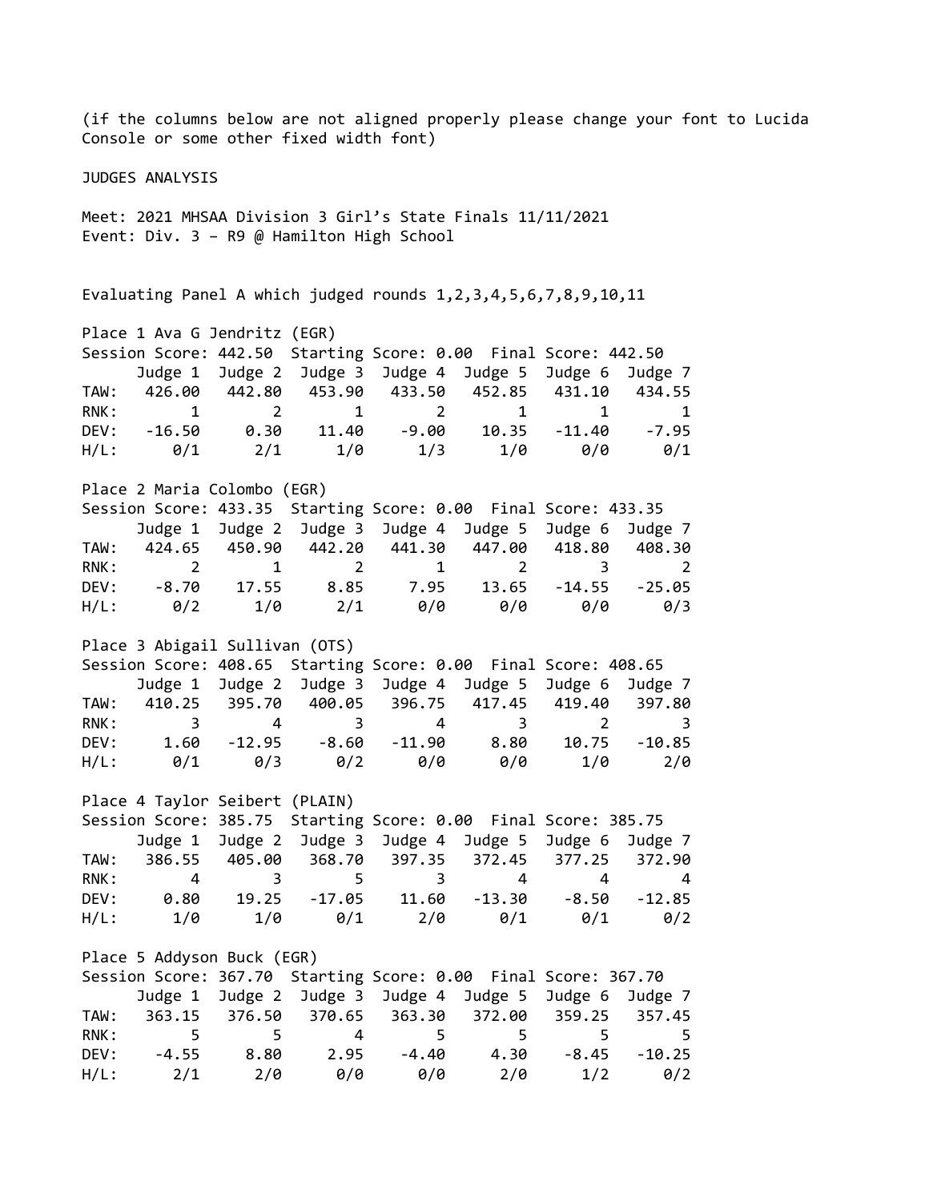(if the columns below are not aligned properly please change your font to Lucida Console or some other fixed width font)

JUDGES ANALYSIS

Meet: 2021 MHSAA Division 3 Girl's State Finals 11/11/2021
Event: Div. 3 – R9 @ Hamilton High School

Evaluating Panel A which judged rounds 1,2,3,4,5,6,7,8,9,10,11

Place 1 Ava G Jendritz (EGR)
Session Score: 442.50  Starting Score: 0.00  Final Score: 442.50

| | Judge 1 | Judge 2 | Judge 3 | Judge 4 | Judge 5 | Judge 6 | Judge 7 |
|---|---|---|---|---|---|---|---|
| TAW: | 426.00 | 442.80 | 453.90 | 433.50 | 452.85 | 431.10 | 434.55 |
| RNK: | 1 | 2 | 1 | 2 | 1 | 1 | 1 |
| DEV: | -16.50 | 0.30 | 11.40 | -9.00 | 10.35 | -11.40 | -7.95 |
| H/L: | 0/1 | 2/1 | 1/0 | 1/3 | 1/0 | 0/0 | 0/1 |

Place 2 Maria Colombo (EGR)
Session Score: 433.35  Starting Score: 0.00  Final Score: 433.35

| | Judge 1 | Judge 2 | Judge 3 | Judge 4 | Judge 5 | Judge 6 | Judge 7 |
|---|---|---|---|---|---|---|---|
| TAW: | 424.65 | 450.90 | 442.20 | 441.30 | 447.00 | 418.80 | 408.30 |
| RNK: | 2 | 1 | 2 | 1 | 2 | 3 | 2 |
| DEV: | -8.70 | 17.55 | 8.85 | 7.95 | 13.65 | -14.55 | -25.05 |
| H/L: | 0/2 | 1/0 | 2/1 | 0/0 | 0/0 | 0/0 | 0/3 |

Place 3 Abigail Sullivan (OTS)
Session Score: 408.65  Starting Score: 0.00  Final Score: 408.65

| | Judge 1 | Judge 2 | Judge 3 | Judge 4 | Judge 5 | Judge 6 | Judge 7 |
|---|---|---|---|---|---|---|---|
| TAW: | 410.25 | 395.70 | 400.05 | 396.75 | 417.45 | 419.40 | 397.80 |
| RNK: | 3 | 4 | 3 | 4 | 3 | 2 | 3 |
| DEV: | 1.60 | -12.95 | -8.60 | -11.90 | 8.80 | 10.75 | -10.85 |
| H/L: | 0/1 | 0/3 | 0/2 | 0/0 | 0/0 | 1/0 | 2/0 |

Place 4 Taylor Seibert (PLAIN)
Session Score: 385.75  Starting Score: 0.00  Final Score: 385.75

| | Judge 1 | Judge 2 | Judge 3 | Judge 4 | Judge 5 | Judge 6 | Judge 7 |
|---|---|---|---|---|---|---|---|
| TAW: | 386.55 | 405.00 | 368.70 | 397.35 | 372.45 | 377.25 | 372.90 |
| RNK: | 4 | 3 | 5 | 3 | 4 | 4 | 4 |
| DEV: | 0.80 | 19.25 | -17.05 | 11.60 | -13.30 | -8.50 | -12.85 |
| H/L: | 1/0 | 1/0 | 0/1 | 2/0 | 0/1 | 0/1 | 0/2 |

Place 5 Addyson Buck (EGR)
Session Score: 367.70  Starting Score: 0.00  Final Score: 367.70

| | Judge 1 | Judge 2 | Judge 3 | Judge 4 | Judge 5 | Judge 6 | Judge 7 |
|---|---|---|---|---|---|---|---|
| TAW: | 363.15 | 376.50 | 370.65 | 363.30 | 372.00 | 359.25 | 357.45 |
| RNK: | 5 | 5 | 4 | 5 | 5 | 5 | 5 |
| DEV: | -4.55 | 8.80 | 2.95 | -4.40 | 4.30 | -8.45 | -10.25 |
| H/L: | 2/1 | 2/0 | 0/0 | 0/0 | 2/0 | 1/2 | 0/2 |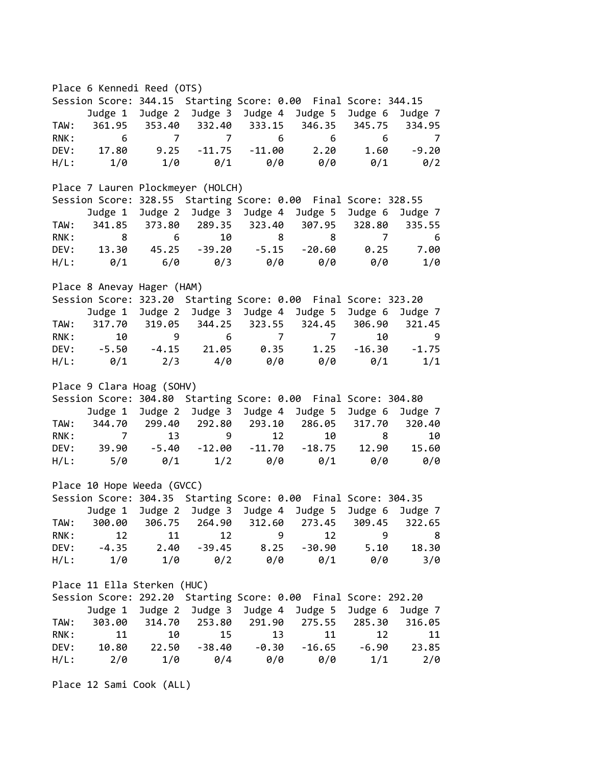Place 6 Kennedi Reed (OTS)

Session Score: 344.15  Starting Score: 0.00  Final Score: 344.15

| | Judge 1 | Judge 2 | Judge 3 | Judge 4 | Judge 5 | Judge 6 | Judge 7 |
|---|---|---|---|---|---|---|---|
| TAW: | 361.95 | 353.40 | 332.40 | 333.15 | 346.35 | 345.75 | 334.95 |
| RNK: | 6 | 7 | 7 | 6 | 6 | 6 | 7 |
| DEV: | 17.80 | 9.25 | -11.75 | -11.00 | 2.20 | 1.60 | -9.20 |
| H/L: | 1/0 | 1/0 | 0/1 | 0/0 | 0/0 | 0/1 | 0/2 |

Place 7 Lauren Plockmeyer (HOLCH)

Session Score: 328.55  Starting Score: 0.00  Final Score: 328.55

| | Judge 1 | Judge 2 | Judge 3 | Judge 4 | Judge 5 | Judge 6 | Judge 7 |
|---|---|---|---|---|---|---|---|
| TAW: | 341.85 | 373.80 | 289.35 | 323.40 | 307.95 | 328.80 | 335.55 |
| RNK: | 8 | 6 | 10 | 8 | 8 | 7 | 6 |
| DEV: | 13.30 | 45.25 | -39.20 | -5.15 | -20.60 | 0.25 | 7.00 |
| H/L: | 0/1 | 6/0 | 0/3 | 0/0 | 0/0 | 0/0 | 1/0 |

Place 8 Anevay Hager (HAM)

Session Score: 323.20  Starting Score: 0.00  Final Score: 323.20

| | Judge 1 | Judge 2 | Judge 3 | Judge 4 | Judge 5 | Judge 6 | Judge 7 |
|---|---|---|---|---|---|---|---|
| TAW: | 317.70 | 319.05 | 344.25 | 323.55 | 324.45 | 306.90 | 321.45 |
| RNK: | 10 | 9 | 6 | 7 | 7 | 10 | 9 |
| DEV: | -5.50 | -4.15 | 21.05 | 0.35 | 1.25 | -16.30 | -1.75 |
| H/L: | 0/1 | 2/3 | 4/0 | 0/0 | 0/0 | 0/1 | 1/1 |

Place 9 Clara Hoag (SOHV)

Session Score: 304.80  Starting Score: 0.00  Final Score: 304.80

| | Judge 1 | Judge 2 | Judge 3 | Judge 4 | Judge 5 | Judge 6 | Judge 7 |
|---|---|---|---|---|---|---|---|
| TAW: | 344.70 | 299.40 | 292.80 | 293.10 | 286.05 | 317.70 | 320.40 |
| RNK: | 7 | 13 | 9 | 12 | 10 | 8 | 10 |
| DEV: | 39.90 | -5.40 | -12.00 | -11.70 | -18.75 | 12.90 | 15.60 |
| H/L: | 5/0 | 0/1 | 1/2 | 0/0 | 0/1 | 0/0 | 0/0 |

Place 10 Hope Weeda (GVCC)

Session Score: 304.35  Starting Score: 0.00  Final Score: 304.35

| | Judge 1 | Judge 2 | Judge 3 | Judge 4 | Judge 5 | Judge 6 | Judge 7 |
|---|---|---|---|---|---|---|---|
| TAW: | 300.00 | 306.75 | 264.90 | 312.60 | 273.45 | 309.45 | 322.65 |
| RNK: | 12 | 11 | 12 | 9 | 12 | 9 | 8 |
| DEV: | -4.35 | 2.40 | -39.45 | 8.25 | -30.90 | 5.10 | 18.30 |
| H/L: | 1/0 | 1/0 | 0/2 | 0/0 | 0/1 | 0/0 | 3/0 |

Place 11 Ella Sterken (HUC)

Session Score: 292.20  Starting Score: 0.00  Final Score: 292.20

| | Judge 1 | Judge 2 | Judge 3 | Judge 4 | Judge 5 | Judge 6 | Judge 7 |
|---|---|---|---|---|---|---|---|
| TAW: | 303.00 | 314.70 | 253.80 | 291.90 | 275.55 | 285.30 | 316.05 |
| RNK: | 11 | 10 | 15 | 13 | 11 | 12 | 11 |
| DEV: | 10.80 | 22.50 | -38.40 | -0.30 | -16.65 | -6.90 | 23.85 |
| H/L: | 2/0 | 1/0 | 0/4 | 0/0 | 0/0 | 1/1 | 2/0 |

Place 12 Sami Cook (ALL)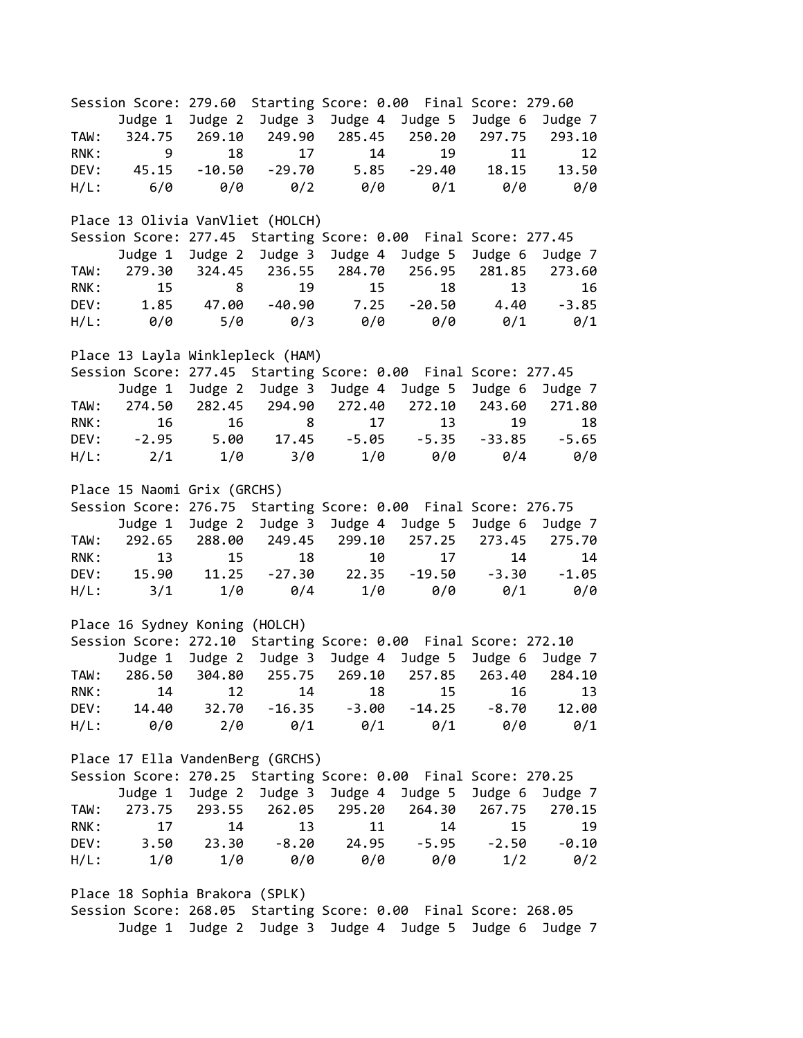Session Score: 279.60  Starting Score: 0.00  Final Score: 279.60

| | Judge 1 | Judge 2 | Judge 3 | Judge 4 | Judge 5 | Judge 6 | Judge 7 |
|---|---|---|---|---|---|---|---|
| TAW: | 324.75 | 269.10 | 249.90 | 285.45 | 250.20 | 297.75 | 293.10 |
| RNK: | 9 | 18 | 17 | 14 | 19 | 11 | 12 |
| DEV: | 45.15 | -10.50 | -29.70 | 5.85 | -29.40 | 18.15 | 13.50 |
| H/L: | 6/0 | 0/0 | 0/2 | 0/0 | 0/1 | 0/0 | 0/0 |

Place 13 Olivia VanVliet (HOLCH)

Session Score: 277.45  Starting Score: 0.00  Final Score: 277.45

| | Judge 1 | Judge 2 | Judge 3 | Judge 4 | Judge 5 | Judge 6 | Judge 7 |
|---|---|---|---|---|---|---|---|
| TAW: | 279.30 | 324.45 | 236.55 | 284.70 | 256.95 | 281.85 | 273.60 |
| RNK: | 15 | 8 | 19 | 15 | 18 | 13 | 16 |
| DEV: | 1.85 | 47.00 | -40.90 | 7.25 | -20.50 | 4.40 | -3.85 |
| H/L: | 0/0 | 5/0 | 0/3 | 0/0 | 0/0 | 0/1 | 0/1 |

Place 13 Layla Winklepleck (HAM)

Session Score: 277.45  Starting Score: 0.00  Final Score: 277.45

| | Judge 1 | Judge 2 | Judge 3 | Judge 4 | Judge 5 | Judge 6 | Judge 7 |
|---|---|---|---|---|---|---|---|
| TAW: | 274.50 | 282.45 | 294.90 | 272.40 | 272.10 | 243.60 | 271.80 |
| RNK: | 16 | 16 | 8 | 17 | 13 | 19 | 18 |
| DEV: | -2.95 | 5.00 | 17.45 | -5.05 | -5.35 | -33.85 | -5.65 |
| H/L: | 2/1 | 1/0 | 3/0 | 1/0 | 0/0 | 0/4 | 0/0 |

Place 15 Naomi Grix (GRCHS)

Session Score: 276.75  Starting Score: 0.00  Final Score: 276.75

| | Judge 1 | Judge 2 | Judge 3 | Judge 4 | Judge 5 | Judge 6 | Judge 7 |
|---|---|---|---|---|---|---|---|
| TAW: | 292.65 | 288.00 | 249.45 | 299.10 | 257.25 | 273.45 | 275.70 |
| RNK: | 13 | 15 | 18 | 10 | 17 | 14 | 14 |
| DEV: | 15.90 | 11.25 | -27.30 | 22.35 | -19.50 | -3.30 | -1.05 |
| H/L: | 3/1 | 1/0 | 0/4 | 1/0 | 0/0 | 0/1 | 0/0 |

Place 16 Sydney Koning (HOLCH)

Session Score: 272.10  Starting Score: 0.00  Final Score: 272.10

| | Judge 1 | Judge 2 | Judge 3 | Judge 4 | Judge 5 | Judge 6 | Judge 7 |
|---|---|---|---|---|---|---|---|
| TAW: | 286.50 | 304.80 | 255.75 | 269.10 | 257.85 | 263.40 | 284.10 |
| RNK: | 14 | 12 | 14 | 18 | 15 | 16 | 13 |
| DEV: | 14.40 | 32.70 | -16.35 | -3.00 | -14.25 | -8.70 | 12.00 |
| H/L: | 0/0 | 2/0 | 0/1 | 0/1 | 0/1 | 0/0 | 0/1 |

Place 17 Ella VandenBerg (GRCHS)

Session Score: 270.25  Starting Score: 0.00  Final Score: 270.25

| | Judge 1 | Judge 2 | Judge 3 | Judge 4 | Judge 5 | Judge 6 | Judge 7 |
|---|---|---|---|---|---|---|---|
| TAW: | 273.75 | 293.55 | 262.05 | 295.20 | 264.30 | 267.75 | 270.15 |
| RNK: | 17 | 14 | 13 | 11 | 14 | 15 | 19 |
| DEV: | 3.50 | 23.30 | -8.20 | 24.95 | -5.95 | -2.50 | -0.10 |
| H/L: | 1/0 | 1/0 | 0/0 | 0/0 | 0/0 | 1/2 | 0/2 |

Place 18 Sophia Brakora (SPLK)

Session Score: 268.05  Starting Score: 0.00  Final Score: 268.05

| | Judge 1 | Judge 2 | Judge 3 | Judge 4 | Judge 5 | Judge 6 | Judge 7 |
|---|---|---|---|---|---|---|---|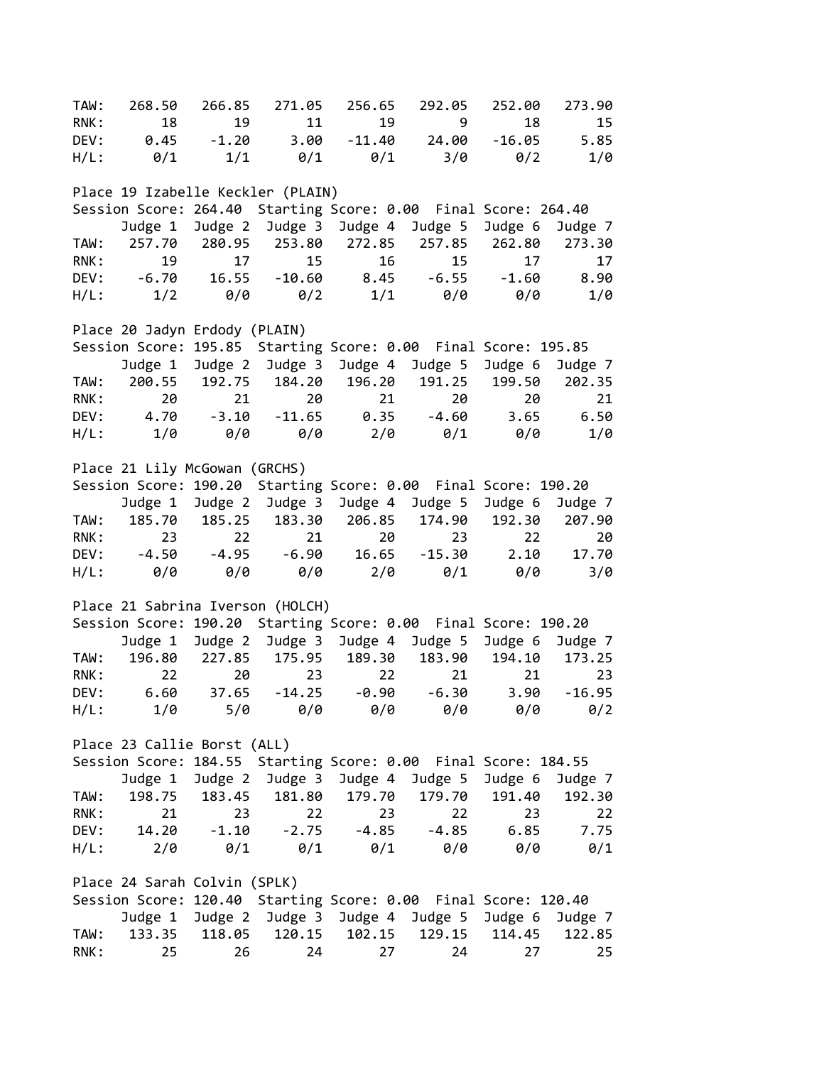| | Judge 1 | Judge 2 | Judge 3 | Judge 4 | Judge 5 | Judge 6 | Judge 7 |
|---|---|---|---|---|---|---|---|
| TAW: | 268.50 | 266.85 | 271.05 | 256.65 | 292.05 | 252.00 | 273.90 |
| RNK: | 18 | 19 | 11 | 19 | 9 | 18 | 15 |
| DEV: | 0.45 | -1.20 | 3.00 | -11.40 | 24.00 | -16.05 | 5.85 |
| H/L: | 0/1 | 1/1 | 0/1 | 0/1 | 3/0 | 0/2 | 1/0 |

Place 19 Izabelle Keckler (PLAIN)
Session Score: 264.40  Starting Score: 0.00  Final Score: 264.40

| | Judge 1 | Judge 2 | Judge 3 | Judge 4 | Judge 5 | Judge 6 | Judge 7 |
|---|---|---|---|---|---|---|---|
| TAW: | 257.70 | 280.95 | 253.80 | 272.85 | 257.85 | 262.80 | 273.30 |
| RNK: | 19 | 17 | 15 | 16 | 15 | 17 | 17 |
| DEV: | -6.70 | 16.55 | -10.60 | 8.45 | -6.55 | -1.60 | 8.90 |
| H/L: | 1/2 | 0/0 | 0/2 | 1/1 | 0/0 | 0/0 | 1/0 |

Place 20 Jadyn Erdody (PLAIN)
Session Score: 195.85  Starting Score: 0.00  Final Score: 195.85

| | Judge 1 | Judge 2 | Judge 3 | Judge 4 | Judge 5 | Judge 6 | Judge 7 |
|---|---|---|---|---|---|---|---|
| TAW: | 200.55 | 192.75 | 184.20 | 196.20 | 191.25 | 199.50 | 202.35 |
| RNK: | 20 | 21 | 20 | 21 | 20 | 20 | 21 |
| DEV: | 4.70 | -3.10 | -11.65 | 0.35 | -4.60 | 3.65 | 6.50 |
| H/L: | 1/0 | 0/0 | 0/0 | 2/0 | 0/1 | 0/0 | 1/0 |

Place 21 Lily McGowan (GRCHS)
Session Score: 190.20  Starting Score: 0.00  Final Score: 190.20

| | Judge 1 | Judge 2 | Judge 3 | Judge 4 | Judge 5 | Judge 6 | Judge 7 |
|---|---|---|---|---|---|---|---|
| TAW: | 185.70 | 185.25 | 183.30 | 206.85 | 174.90 | 192.30 | 207.90 |
| RNK: | 23 | 22 | 21 | 20 | 23 | 22 | 20 |
| DEV: | -4.50 | -4.95 | -6.90 | 16.65 | -15.30 | 2.10 | 17.70 |
| H/L: | 0/0 | 0/0 | 0/0 | 2/0 | 0/1 | 0/0 | 3/0 |

Place 21 Sabrina Iverson (HOLCH)
Session Score: 190.20  Starting Score: 0.00  Final Score: 190.20

| | Judge 1 | Judge 2 | Judge 3 | Judge 4 | Judge 5 | Judge 6 | Judge 7 |
|---|---|---|---|---|---|---|---|
| TAW: | 196.80 | 227.85 | 175.95 | 189.30 | 183.90 | 194.10 | 173.25 |
| RNK: | 22 | 20 | 23 | 22 | 21 | 21 | 23 |
| DEV: | 6.60 | 37.65 | -14.25 | -0.90 | -6.30 | 3.90 | -16.95 |
| H/L: | 1/0 | 5/0 | 0/0 | 0/0 | 0/0 | 0/0 | 0/2 |

Place 23 Callie Borst (ALL)
Session Score: 184.55  Starting Score: 0.00  Final Score: 184.55

| | Judge 1 | Judge 2 | Judge 3 | Judge 4 | Judge 5 | Judge 6 | Judge 7 |
|---|---|---|---|---|---|---|---|
| TAW: | 198.75 | 183.45 | 181.80 | 179.70 | 179.70 | 191.40 | 192.30 |
| RNK: | 21 | 23 | 22 | 23 | 22 | 23 | 22 |
| DEV: | 14.20 | -1.10 | -2.75 | -4.85 | -4.85 | 6.85 | 7.75 |
| H/L: | 2/0 | 0/1 | 0/1 | 0/1 | 0/0 | 0/0 | 0/1 |

Place 24 Sarah Colvin (SPLK)
Session Score: 120.40  Starting Score: 0.00  Final Score: 120.40

| | Judge 1 | Judge 2 | Judge 3 | Judge 4 | Judge 5 | Judge 6 | Judge 7 |
|---|---|---|---|---|---|---|---|
| TAW: | 133.35 | 118.05 | 120.15 | 102.15 | 129.15 | 114.45 | 122.85 |
| RNK: | 25 | 26 | 24 | 27 | 24 | 27 | 25 |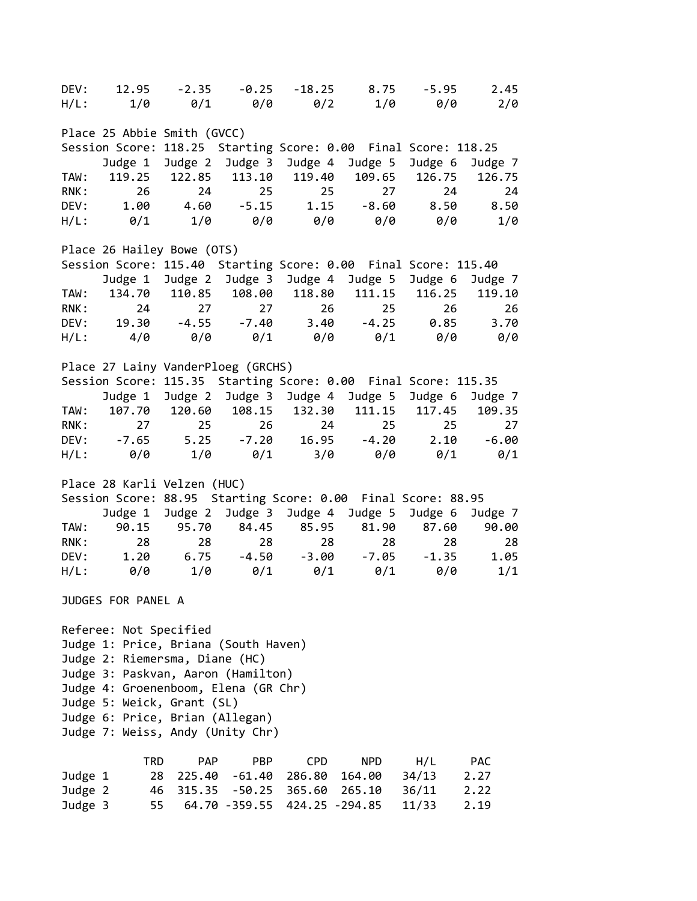| | Judge 1 | Judge 2 | Judge 3 | Judge 4 | Judge 5 | Judge 6 | Judge 7 |
|---|---|---|---|---|---|---|---|
| DEV: | 12.95 | -2.35 | -0.25 | -18.25 | 8.75 | -5.95 | 2.45 |
| H/L: | 1/0 | 0/1 | 0/0 | 0/2 | 1/0 | 0/0 | 2/0 |

Place 25 Abbie Smith (GVCC)

Session Score: 118.25 Starting Score: 0.00 Final Score: 118.25

| | Judge 1 | Judge 2 | Judge 3 | Judge 4 | Judge 5 | Judge 6 | Judge 7 |
|---|---|---|---|---|---|---|---|
| TAW: | 119.25 | 122.85 | 113.10 | 119.40 | 109.65 | 126.75 | 126.75 |
| RNK: | 26 | 24 | 25 | 25 | 27 | 24 | 24 |
| DEV: | 1.00 | 4.60 | -5.15 | 1.15 | -8.60 | 8.50 | 8.50 |
| H/L: | 0/1 | 1/0 | 0/0 | 0/0 | 0/0 | 0/0 | 1/0 |

Place 26 Hailey Bowe (OTS)

Session Score: 115.40 Starting Score: 0.00 Final Score: 115.40

| | Judge 1 | Judge 2 | Judge 3 | Judge 4 | Judge 5 | Judge 6 | Judge 7 |
|---|---|---|---|---|---|---|---|
| TAW: | 134.70 | 110.85 | 108.00 | 118.80 | 111.15 | 116.25 | 119.10 |
| RNK: | 24 | 27 | 27 | 26 | 25 | 26 | 26 |
| DEV: | 19.30 | -4.55 | -7.40 | 3.40 | -4.25 | 0.85 | 3.70 |
| H/L: | 4/0 | 0/0 | 0/1 | 0/0 | 0/1 | 0/0 | 0/0 |

Place 27 Lainy VanderPloeg (GRCHS)

Session Score: 115.35 Starting Score: 0.00 Final Score: 115.35

| | Judge 1 | Judge 2 | Judge 3 | Judge 4 | Judge 5 | Judge 6 | Judge 7 |
|---|---|---|---|---|---|---|---|
| TAW: | 107.70 | 120.60 | 108.15 | 132.30 | 111.15 | 117.45 | 109.35 |
| RNK: | 27 | 25 | 26 | 24 | 25 | 25 | 27 |
| DEV: | -7.65 | 5.25 | -7.20 | 16.95 | -4.20 | 2.10 | -6.00 |
| H/L: | 0/0 | 1/0 | 0/1 | 3/0 | 0/0 | 0/1 | 0/1 |

Place 28 Karli Velzen (HUC)

Session Score: 88.95 Starting Score: 0.00 Final Score: 88.95

| | Judge 1 | Judge 2 | Judge 3 | Judge 4 | Judge 5 | Judge 6 | Judge 7 |
|---|---|---|---|---|---|---|---|
| TAW: | 90.15 | 95.70 | 84.45 | 85.95 | 81.90 | 87.60 | 90.00 |
| RNK: | 28 | 28 | 28 | 28 | 28 | 28 | 28 |
| DEV: | 1.20 | 6.75 | -4.50 | -3.00 | -7.05 | -1.35 | 1.05 |
| H/L: | 0/0 | 1/0 | 0/1 | 0/1 | 0/1 | 0/0 | 1/1 |

JUDGES FOR PANEL A

Referee: Not Specified  
Judge 1: Price, Briana (South Haven)  
Judge 2: Riemersma, Diane (HC)  
Judge 3: Paskvan, Aaron (Hamilton)  
Judge 4: Groenenboom, Elena (GR Chr)  
Judge 5: Weick, Grant (SL)  
Judge 6: Price, Brian (Allegan)  
Judge 7: Weiss, Andy (Unity Chr)

| | TRD | PAP | PBP | CPD | NPD | H/L | PAC |
|---|---|---|---|---|---|---|---|
| Judge 1 | 28 | 225.40 | -61.40 | 286.80 | 164.00 | 34/13 | 2.27 |
| Judge 2 | 46 | 315.35 | -50.25 | 365.60 | 265.10 | 36/11 | 2.22 |
| Judge 3 | 55 | 64.70 | -359.55 | 424.25 | -294.85 | 11/33 | 2.19 |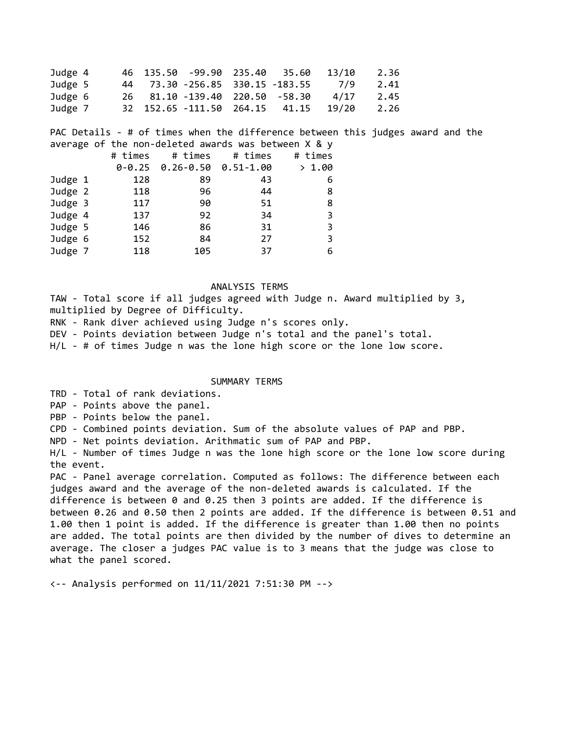| | | | | | | | |
|---|---|---|---|---|---|---|---|
| Judge 4 | 46 | 135.50 | -99.90 | 235.40 | 35.60 | 13/10 | 2.36 |
| Judge 5 | 44 | 73.30 | -256.85 | 330.15 | -183.55 | 7/9 | 2.41 |
| Judge 6 | 26 | 81.10 | -139.40 | 220.50 | -58.30 | 4/17 | 2.45 |
| Judge 7 | 32 | 152.65 | -111.50 | 264.15 | 41.15 | 19/20 | 2.26 |

PAC Details - # of times when the difference between this judges award and the average of the non-deleted awards was between X & y

| | # times 0-0.25 | # times 0.26-0.50 | # times 0.51-1.00 | # times > 1.00 |
|---|---|---|---|---|
| Judge 1 | 128 | 89 | 43 | 6 |
| Judge 2 | 118 | 96 | 44 | 8 |
| Judge 3 | 117 | 90 | 51 | 8 |
| Judge 4 | 137 | 92 | 34 | 3 |
| Judge 5 | 146 | 86 | 31 | 3 |
| Judge 6 | 152 | 84 | 27 | 3 |
| Judge 7 | 118 | 105 | 37 | 6 |

## ANALYSIS TERMS

TAW - Total score if all judges agreed with Judge n. Award multiplied by 3, multiplied by Degree of Difficulty.
RNK - Rank diver achieved using Judge n's scores only.
DEV - Points deviation between Judge n's total and the panel's total.
H/L - # of times Judge n was the lone high score or the lone low score.

## SUMMARY TERMS

TRD - Total of rank deviations.
PAP - Points above the panel.
PBP - Points below the panel.
CPD - Combined points deviation. Sum of the absolute values of PAP and PBP.
NPD - Net points deviation. Arithmatic sum of PAP and PBP.
H/L - Number of times Judge n was the lone high score or the lone low score during the event.
PAC - Panel average correlation. Computed as follows: The difference between each judges award and the average of the non-deleted awards is calculated. If the difference is between 0 and 0.25 then 3 points are added. If the difference is between 0.26 and 0.50 then 2 points are added. If the difference is between 0.51 and 1.00 then 1 point is added. If the difference is greater than 1.00 then no points are added. The total points are then divided by the number of dives to determine an average. The closer a judges PAC value is to 3 means that the judge was close to what the panel scored.

<-- Analysis performed on 11/11/2021 7:51:30 PM -->